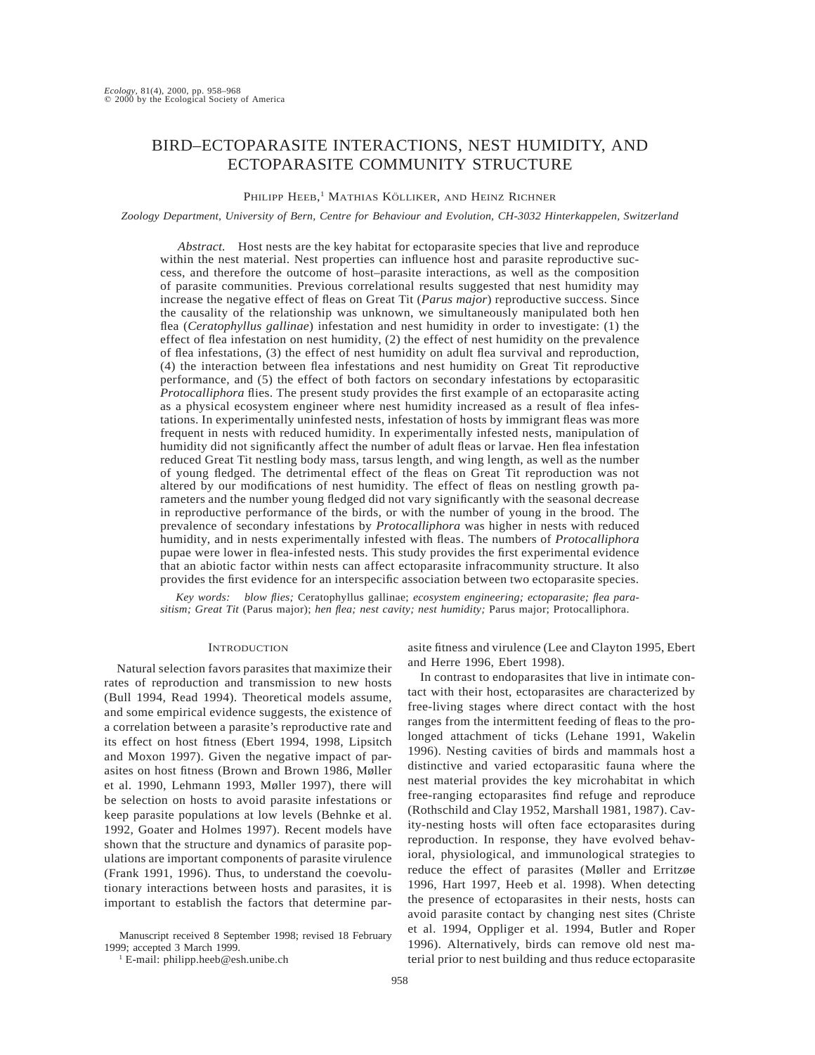# BIRD–ECTOPARASITE INTERACTIONS, NEST HUMIDITY, AND ECTOPARASITE COMMUNITY STRUCTURE

PHILIPP HEEB,[1] MATHIAS KÖLLIKER, AND HEINZ RICHNER

*Zoology Department, University of Bern, Centre for Behaviour and Evolution, CH-3032 Hinterkappelen, Switzerland*

*Abstract.* Host nests are the key habitat for ectoparasite species that live and reproduce within the nest material. Nest properties can influence host and parasite reproductive success, and therefore the outcome of host–parasite interactions, as well as the composition of parasite communities. Previous correlational results suggested that nest humidity may increase the negative effect of fleas on Great Tit (*Parus major*) reproductive success. Since the causality of the relationship was unknown, we simultaneously manipulated both hen flea (*Ceratophyllus gallinae*) infestation and nest humidity in order to investigate: (1) the effect of flea infestation on nest humidity, (2) the effect of nest humidity on the prevalence of flea infestations, (3) the effect of nest humidity on adult flea survival and reproduction, (4) the interaction between flea infestations and nest humidity on Great Tit reproductive performance, and (5) the effect of both factors on secondary infestations by ectoparasitic *Protocalliphora* flies. The present study provides the first example of an ectoparasite acting as a physical ecosystem engineer where nest humidity increased as a result of flea infestations. In experimentally uninfested nests, infestation of hosts by immigrant fleas was more frequent in nests with reduced humidity. In experimentally infested nests, manipulation of humidity did not significantly affect the number of adult fleas or larvae. Hen flea infestation reduced Great Tit nestling body mass, tarsus length, and wing length, as well as the number of young fledged. The detrimental effect of the fleas on Great Tit reproduction was not altered by our modifications of nest humidity. The effect of fleas on nestling growth parameters and the number young fledged did not vary significantly with the seasonal decrease in reproductive performance of the birds, or with the number of young in the brood. The prevalence of secondary infestations by *Protocalliphora* was higher in nests with reduced humidity, and in nests experimentally infested with fleas. The numbers of *Protocalliphora* pupae were lower in flea-infested nests. This study provides the first experimental evidence that an abiotic factor within nests can affect ectoparasite infracommunity structure. It also provides the first evidence for an interspecific association between two ectoparasite species.

*Key words:* *blow flies;* Ceratophyllus gallinae; *ecosystem engineering; ectoparasite; flea parasitism; Great Tit* (Parus major); *hen flea; nest cavity; nest humidity;* Parus major; Protocalliphora.

## INTRODUCTION

Natural selection favors parasites that maximize their rates of reproduction and transmission to new hosts (Bull 1994, Read 1994). Theoretical models assume, and some empirical evidence suggests, the existence of a correlation between a parasite's reproductive rate and its effect on host fitness (Ebert 1994, 1998, Lipsitch and Moxon 1997). Given the negative impact of parasites on host fitness (Brown and Brown 1986, Møller et al. 1990, Lehmann 1993, Møller 1997), there will be selection on hosts to avoid parasite infestations or keep parasite populations at low levels (Behnke et al. 1992, Goater and Holmes 1997). Recent models have shown that the structure and dynamics of parasite populations are important components of parasite virulence (Frank 1991, 1996). Thus, to understand the coevolutionary interactions between hosts and parasites, it is important to establish the factors that determine parasite fitness and virulence (Lee and Clayton 1995, Ebert and Herre 1996, Ebert 1998).

In contrast to endoparasites that live in intimate contact with their host, ectoparasites are characterized by free-living stages where direct contact with the host ranges from the intermittent feeding of fleas to the prolonged attachment of ticks (Lehane 1991, Wakelin 1996). Nesting cavities of birds and mammals host a distinctive and varied ectoparasitic fauna where the nest material provides the key microhabitat in which free-ranging ectoparasites find refuge and reproduce (Rothschild and Clay 1952, Marshall 1981, 1987). Cavity-nesting hosts will often face ectoparasites during reproduction. In response, they have evolved behavioral, physiological, and immunological strategies to reduce the effect of parasites (Møller and Erritzøe 1996, Hart 1997, Heeb et al. 1998). When detecting the presence of ectoparasites in their nests, hosts can avoid parasite contact by changing nest sites (Christe et al. 1994, Oppliger et al. 1994, Butler and Roper 1996). Alternatively, birds can remove old nest material prior to nest building and thus reduce ectoparasite

Manuscript received 8 September 1998; revised 18 February 1999; accepted 3 March 1999.

[1] E-mail: philipp.heeb@esh.unibe.ch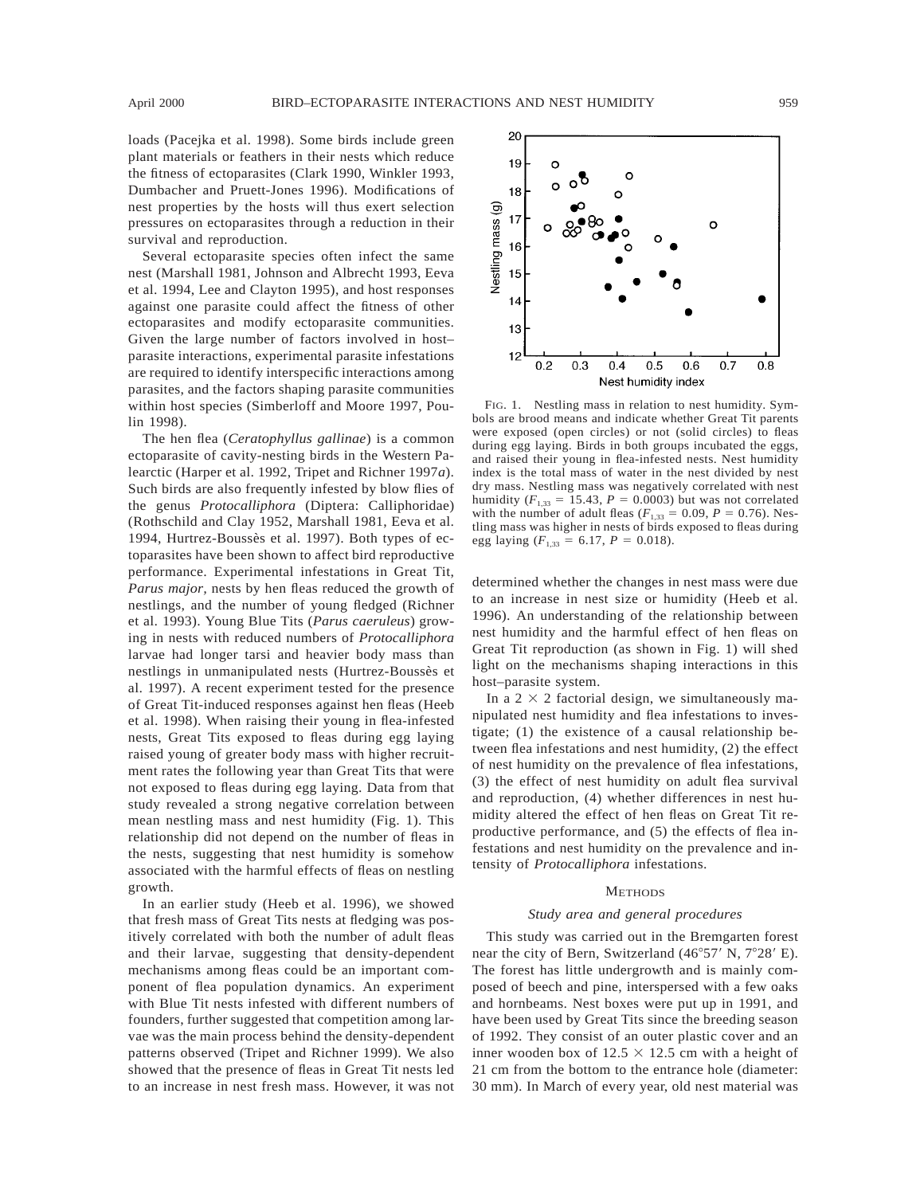loads (Pacejka et al. 1998). Some birds include green plant materials or feathers in their nests which reduce the fitness of ectoparasites (Clark 1990, Winkler 1993, Dumbacher and Pruett-Jones 1996). Modifications of nest properties by the hosts will thus exert selection pressures on ectoparasites through a reduction in their survival and reproduction.

Several ectoparasite species often infect the same nest (Marshall 1981, Johnson and Albrecht 1993, Eeva et al. 1994, Lee and Clayton 1995), and host responses against one parasite could affect the fitness of other ectoparasites and modify ectoparasite communities. Given the large number of factors involved in host–parasite interactions, experimental parasite infestations are required to identify interspecific interactions among parasites, and the factors shaping parasite communities within host species (Simberloff and Moore 1997, Poulin 1998).

The hen flea (*Ceratophyllus gallinae*) is a common ectoparasite of cavity-nesting birds in the Western Palearctic (Harper et al. 1992, Tripet and Richner 1997*a*). Such birds are also frequently infested by blow flies of the genus *Protocalliphora* (Diptera: Calliphoridae) (Rothschild and Clay 1952, Marshall 1981, Eeva et al. 1994, Hurtrez-Boussès et al. 1997). Both types of ectoparasites have been shown to affect bird reproductive performance. Experimental infestations in Great Tit, *Parus major*, nests by hen fleas reduced the growth of nestlings, and the number of young fledged (Richner et al. 1993). Young Blue Tits (*Parus caeruleus*) growing in nests with reduced numbers of *Protocalliphora* larvae had longer tarsi and heavier body mass than nestlings in unmanipulated nests (Hurtrez-Boussès et al. 1997). A recent experiment tested for the presence of Great Tit-induced responses against hen fleas (Heeb et al. 1998). When raising their young in flea-infested nests, Great Tits exposed to fleas during egg laying raised young of greater body mass with higher recruitment rates the following year than Great Tits that were not exposed to fleas during egg laying. Data from that study revealed a strong negative correlation between mean nestling mass and nest humidity (Fig. 1). This relationship did not depend on the number of fleas in the nests, suggesting that nest humidity is somehow associated with the harmful effects of fleas on nestling growth.

In an earlier study (Heeb et al. 1996), we showed that fresh mass of Great Tits nests at fledging was positively correlated with both the number of adult fleas and their larvae, suggesting that density-dependent mechanisms among fleas could be an important component of flea population dynamics. An experiment with Blue Tit nests infested with different numbers of founders, further suggested that competition among larvae was the main process behind the density-dependent patterns observed (Tripet and Richner 1999). We also showed that the presence of fleas in Great Tit nests led to an increase in nest fresh mass. However, it was not determined whether the changes in nest mass were due to an increase in nest size or humidity (Heeb et al. 1996). An understanding of the relationship between nest humidity and the harmful effect of hen fleas on Great Tit reproduction (as shown in Fig. 1) will shed light on the mechanisms shaping interactions in this host–parasite system.

FIG. 1. Nestling mass in relation to nest humidity. Symbols are brood means and indicate whether Great Tit parents were exposed (open circles) or not (solid circles) to fleas during egg laying. Birds in both groups incubated the eggs, and raised their young in flea-infested nests. Nest humidity index is the total mass of water in the nest divided by nest dry mass. Nestling mass was negatively correlated with nest humidity ($F_{1,33} = 15.43$, $P = 0.0003$) but was not correlated with the number of adult fleas ($F_{1,33} = 0.09$, $P = 0.76$). Nestling mass was higher in nests of birds exposed to fleas during egg laying ($F_{1,33} = 6.17$, $P = 0.018$).

In a 2 × 2 factorial design, we simultaneously manipulated nest humidity and flea infestations to investigate; (1) the existence of a causal relationship between flea infestations and nest humidity, (2) the effect of nest humidity on the prevalence of flea infestations, (3) the effect of nest humidity on adult flea survival and reproduction, (4) whether differences in nest humidity altered the effect of hen fleas on Great Tit reproductive performance, and (5) the effects of flea infestations and nest humidity on the prevalence and intensity of *Protocalliphora* infestations.

## METHODS

### *Study area and general procedures*

This study was carried out in the Bremgarten forest near the city of Bern, Switzerland (46°57′ N, 7°28′ E). The forest has little undergrowth and is mainly composed of beech and pine, interspersed with a few oaks and hornbeams. Nest boxes were put up in 1991, and have been used by Great Tits since the breeding season of 1992. They consist of an outer plastic cover and an inner wooden box of 12.5 × 12.5 cm with a height of 21 cm from the bottom to the entrance hole (diameter: 30 mm). In March of every year, old nest material was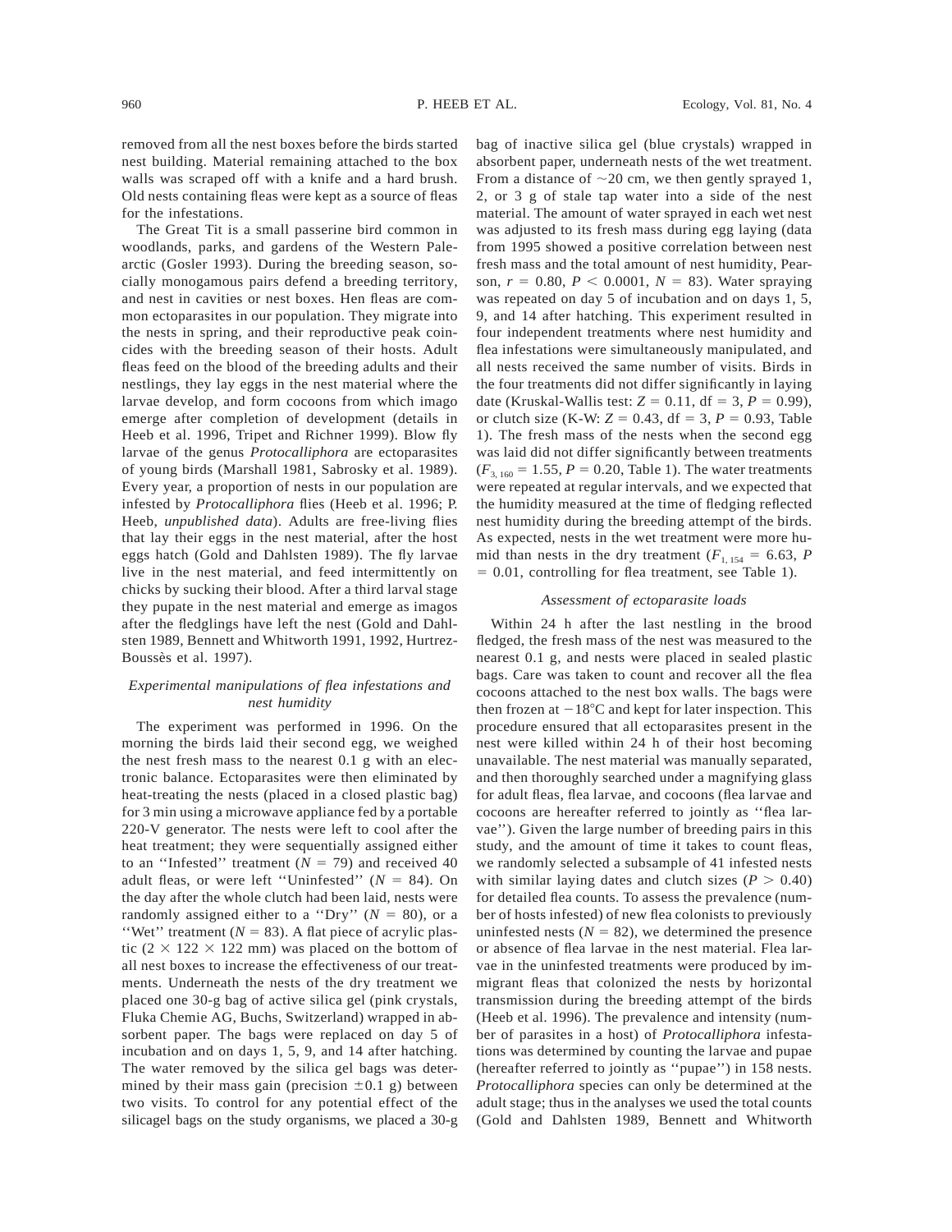removed from all the nest boxes before the birds started nest building. Material remaining attached to the box walls was scraped off with a knife and a hard brush. Old nests containing fleas were kept as a source of fleas for the infestations.

The Great Tit is a small passerine bird common in woodlands, parks, and gardens of the Western Palearctic (Gosler 1993). During the breeding season, socially monogamous pairs defend a breeding territory, and nest in cavities or nest boxes. Hen fleas are common ectoparasites in our population. They migrate into the nests in spring, and their reproductive peak coincides with the breeding season of their hosts. Adult fleas feed on the blood of the breeding adults and their nestlings, they lay eggs in the nest material where the larvae develop, and form cocoons from which imago emerge after completion of development (details in Heeb et al. 1996, Tripet and Richner 1999). Blow fly larvae of the genus *Protocalliphora* are ectoparasites of young birds (Marshall 1981, Sabrosky et al. 1989). Every year, a proportion of nests in our population are infested by *Protocalliphora* flies (Heeb et al. 1996; P. Heeb, *unpublished data*). Adults are free-living flies that lay their eggs in the nest material, after the host eggs hatch (Gold and Dahlsten 1989). The fly larvae live in the nest material, and feed intermittently on chicks by sucking their blood. After a third larval stage they pupate in the nest material and emerge as imagos after the fledglings have left the nest (Gold and Dahlsten 1989, Bennett and Whitworth 1991, 1992, Hurtrez-Boussès et al. 1997).

### *Experimental manipulations of flea infestations and nest humidity*

The experiment was performed in 1996. On the morning the birds laid their second egg, we weighed the nest fresh mass to the nearest 0.1 g with an electronic balance. Ectoparasites were then eliminated by heat-treating the nests (placed in a closed plastic bag) for 3 min using a microwave appliance fed by a portable 220-V generator. The nests were left to cool after the heat treatment; they were sequentially assigned either to an ''Infested'' treatment ($N = 79$) and received 40 adult fleas, or were left ''Uninfested'' ($N = 84$). On the day after the whole clutch had been laid, nests were randomly assigned either to a ''Dry'' ($N = 80$), or a ''Wet'' treatment ($N = 83$). A flat piece of acrylic plastic ($2 \times 122 \times 122$ mm) was placed on the bottom of all nest boxes to increase the effectiveness of our treatments. Underneath the nests of the dry treatment we placed one 30-g bag of active silica gel (pink crystals, Fluka Chemie AG, Buchs, Switzerland) wrapped in absorbent paper. The bags were replaced on day 5 of incubation and on days 1, 5, 9, and 14 after hatching. The water removed by the silica gel bags was determined by their mass gain (precision $\pm 0.1$ g) between two visits. To control for any potential effect of the silicagel bags on the study organisms, we placed a 30-g bag of inactive silica gel (blue crystals) wrapped in absorbent paper, underneath nests of the wet treatment. From a distance of $\sim 20$ cm, we then gently sprayed 1, 2, or 3 g of stale tap water into a side of the nest material. The amount of water sprayed in each wet nest was adjusted to its fresh mass during egg laying (data from 1995 showed a positive correlation between nest fresh mass and the total amount of nest humidity, Pearson, $r = 0.80$, $P < 0.0001$, $N = 83$). Water spraying was repeated on day 5 of incubation and on days 1, 5, 9, and 14 after hatching. This experiment resulted in four independent treatments where nest humidity and flea infestations were simultaneously manipulated, and all nests received the same number of visits. Birds in the four treatments did not differ significantly in laying date (Kruskal-Wallis test: $Z = 0.11$, $df = 3$, $P = 0.99$), or clutch size (K-W: $Z = 0.43$, $df = 3$, $P = 0.93$, Table 1). The fresh mass of the nests when the second egg was laid did not differ significantly between treatments ($F_{3, 160} = 1.55$, $P = 0.20$, Table 1). The water treatments were repeated at regular intervals, and we expected that the humidity measured at the time of fledging reflected nest humidity during the breeding attempt of the birds. As expected, nests in the wet treatment were more humid than nests in the dry treatment ($F_{1, 154} = 6.63$, $P = 0.01$, controlling for flea treatment, see Table 1).

### *Assessment of ectoparasite loads*

Within 24 h after the last nestling in the brood fledged, the fresh mass of the nest was measured to the nearest 0.1 g, and nests were placed in sealed plastic bags. Care was taken to count and recover all the flea cocoons attached to the nest box walls. The bags were then frozen at $-18$°C and kept for later inspection. This procedure ensured that all ectoparasites present in the nest were killed within 24 h of their host becoming unavailable. The nest material was manually separated, and then thoroughly searched under a magnifying glass for adult fleas, flea larvae, and cocoons (flea larvae and cocoons are hereafter referred to jointly as ''flea larvae''). Given the large number of breeding pairs in this study, and the amount of time it takes to count fleas, we randomly selected a subsample of 41 infested nests with similar laying dates and clutch sizes ($P > 0.40$) for detailed flea counts. To assess the prevalence (number of hosts infested) of new flea colonists to previously uninfested nests ($N = 82$), we determined the presence or absence of flea larvae in the nest material. Flea larvae in the uninfested treatments were produced by immigrant fleas that colonized the nests by horizontal transmission during the breeding attempt of the birds (Heeb et al. 1996). The prevalence and intensity (number of parasites in a host) of *Protocalliphora* infestations was determined by counting the larvae and pupae (hereafter referred to jointly as ''pupae'') in 158 nests. *Protocalliphora* species can only be determined at the adult stage; thus in the analyses we used the total counts (Gold and Dahlsten 1989, Bennett and Whitworth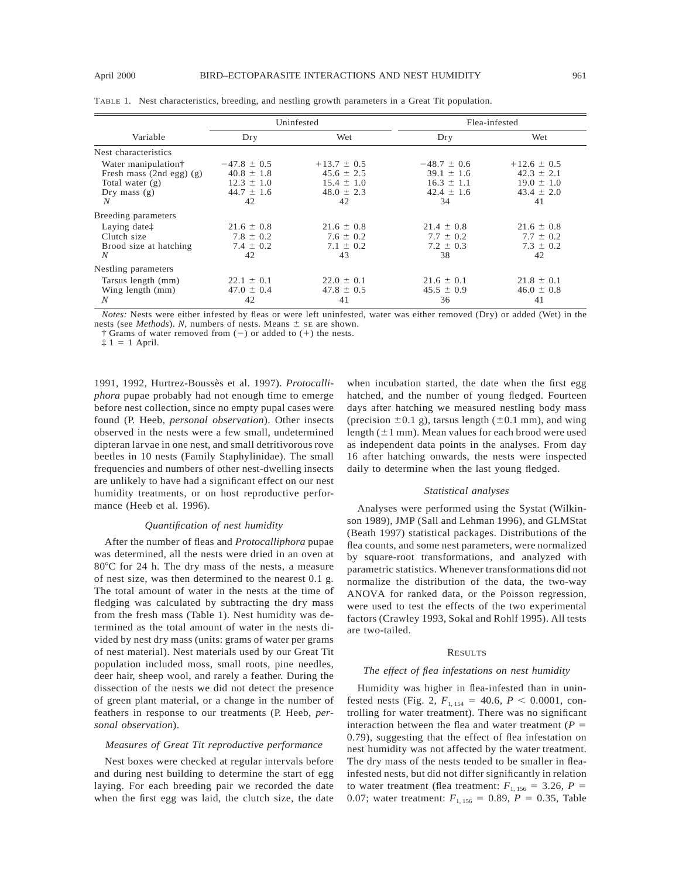TABLE 1. Nest characteristics, breeding, and nestling growth parameters in a Great Tit population.

| Variable | Uninfested | | Flea-infested | |
|---|---|---|---|---|
| | Dry | Wet | Dry | Wet |
| **Nest characteristics** | | | | |
| Water manipulation† | −47.8 ± 0.5 | +13.7 ± 0.5 | −48.7 ± 0.6 | +12.6 ± 0.5 |
| Fresh mass (2nd egg) (g) | 40.8 ± 1.8 | 45.6 ± 2.5 | 39.1 ± 1.6 | 42.3 ± 2.1 |
| Total water (g) | 12.3 ± 1.0 | 15.4 ± 1.0 | 16.3 ± 1.1 | 19.0 ± 1.0 |
| Dry mass (g) | 44.7 ± 1.6 | 48.0 ± 2.3 | 42.4 ± 1.6 | 43.4 ± 2.0 |
| *N* | 42 | 42 | 34 | 41 |
| **Breeding parameters** | | | | |
| Laying date‡ | 21.6 ± 0.8 | 21.6 ± 0.8 | 21.4 ± 0.8 | 21.6 ± 0.8 |
| Clutch size | 7.8 ± 0.2 | 7.6 ± 0.2 | 7.7 ± 0.2 | 7.7 ± 0.2 |
| Brood size at hatching | 7.4 ± 0.2 | 7.1 ± 0.2 | 7.2 ± 0.3 | 7.3 ± 0.2 |
| *N* | 42 | 43 | 38 | 42 |
| **Nestling parameters** | | | | |
| Tarsus length (mm) | 22.1 ± 0.1 | 22.0 ± 0.1 | 21.6 ± 0.1 | 21.8 ± 0.1 |
| Wing length (mm) | 47.0 ± 0.4 | 47.8 ± 0.5 | 45.5 ± 0.9 | 46.0 ± 0.8 |
| *N* | 42 | 41 | 36 | 41 |

*Notes:* Nests were either infested by fleas or were left uninfested, water was either removed (Dry) or added (Wet) in the nests (see *Methods*). *N*, numbers of nests. Means ± SE are shown.

† Grams of water removed from (−) or added to (+) the nests.

‡ 1 = 1 April.

1991, 1992, Hurtrez-Boussès et al. 1997). *Protocalliphora* pupae probably had not enough time to emerge before nest collection, since no empty pupal cases were found (P. Heeb, *personal observation*). Other insects observed in the nests were a few small, undetermined dipteran larvae in one nest, and small detritivorous rove beetles in 10 nests (Family Staphylinidae). The small frequencies and numbers of other nest-dwelling insects are unlikely to have had a significant effect on our nest humidity treatments, or on host reproductive performance (Heeb et al. 1996).

### *Quantification of nest humidity*

After the number of fleas and *Protocalliphora* pupae was determined, all the nests were dried in an oven at 80°C for 24 h. The dry mass of the nests, a measure of nest size, was then determined to the nearest 0.1 g. The total amount of water in the nests at the time of fledging was calculated by subtracting the dry mass from the fresh mass (Table 1). Nest humidity was determined as the total amount of water in the nests divided by nest dry mass (units: grams of water per grams of nest material). Nest materials used by our Great Tit population included moss, small roots, pine needles, deer hair, sheep wool, and rarely a feather. During the dissection of the nests we did not detect the presence of green plant material, or a change in the number of feathers in response to our treatments (P. Heeb, *personal observation*).

### *Measures of Great Tit reproductive performance*

Nest boxes were checked at regular intervals before and during nest building to determine the start of egg laying. For each breeding pair we recorded the date when the first egg was laid, the clutch size, the date when incubation started, the date when the first egg hatched, and the number of young fledged. Fourteen days after hatching we measured nestling body mass (precision ±0.1 g), tarsus length (±0.1 mm), and wing length (±1 mm). Mean values for each brood were used as independent data points in the analyses. From day 16 after hatching onwards, the nests were inspected daily to determine when the last young fledged.

### *Statistical analyses*

Analyses were performed using the Systat (Wilkinson 1989), JMP (Sall and Lehman 1996), and GLMStat (Beath 1997) statistical packages. Distributions of the flea counts, and some nest parameters, were normalized by square-root transformations, and analyzed with parametric statistics. Whenever transformations did not normalize the distribution of the data, the two-way ANOVA for ranked data, or the Poisson regression, were used to test the effects of the two experimental factors (Crawley 1993, Sokal and Rohlf 1995). All tests are two-tailed.

## RESULTS

### *The effect of flea infestations on nest humidity*

Humidity was higher in flea-infested than in uninfested nests (Fig. 2, $F_{1,154} = 40.6$, $P < 0.0001$, controlling for water treatment). There was no significant interaction between the flea and water treatment ($P = 0.79$), suggesting that the effect of flea infestation on nest humidity was not affected by the water treatment. The dry mass of the nests tended to be smaller in flea-infested nests, but did not differ significantly in relation to water treatment (flea treatment: $F_{1,156} = 3.26$, $P = 0.07$; water treatment: $F_{1,156} = 0.89$, $P = 0.35$, Table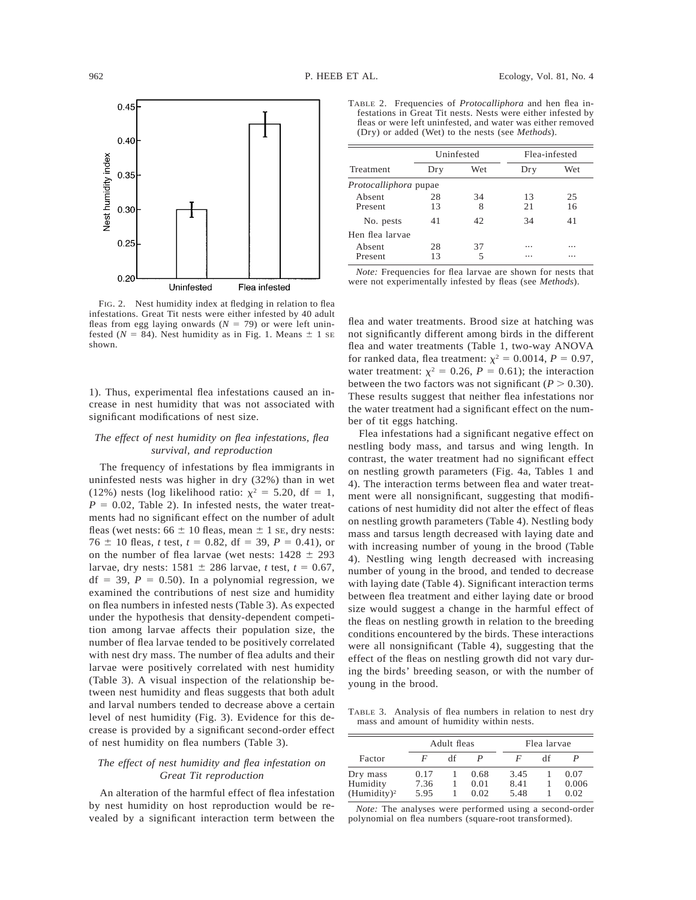FIG. 2. Nest humidity index at fledging in relation to flea infestations. Great Tit nests were either infested by 40 adult fleas from egg laying onwards ($N = 79$) or were left uninfested ($N = 84$). Nest humidity as in Fig. 1. Means ± 1 SE shown.

1). Thus, experimental flea infestations caused an increase in nest humidity that was not associated with significant modifications of nest size.

### *The effect of nest humidity on flea infestations, flea survival, and reproduction*

The frequency of infestations by flea immigrants in uninfested nests was higher in dry (32%) than in wet (12%) nests (log likelihood ratio: $\chi^2 = 5.20$, df = 1, $P = 0.02$, Table 2). In infested nests, the water treatments had no significant effect on the number of adult fleas (wet nests: 66 ± 10 fleas, mean ± 1 SE, dry nests: 76 ± 10 fleas, $t$ test, $t = 0.82$, df = 39, $P = 0.41$), or on the number of flea larvae (wet nests: 1428 ± 293 larvae, dry nests: 1581 ± 286 larvae, $t$ test, $t = 0.67$, df = 39, $P = 0.50$). In a polynomial regression, we examined the contributions of nest size and humidity on flea numbers in infested nests (Table 3). As expected under the hypothesis that density-dependent competition among larvae affects their population size, the number of flea larvae tended to be positively correlated with nest dry mass. The number of flea adults and their larvae were positively correlated with nest humidity (Table 3). A visual inspection of the relationship between nest humidity and fleas suggests that both adult and larval numbers tended to decrease above a certain level of nest humidity (Fig. 3). Evidence for this decrease is provided by a significant second-order effect of nest humidity on flea numbers (Table 3).

### *The effect of nest humidity and flea infestation on Great Tit reproduction*

An alteration of the harmful effect of flea infestation by nest humidity on host reproduction would be revealed by a significant interaction term between the flea and water treatments. Brood size at hatching was not significantly different among birds in the different flea and water treatments (Table 1, two-way ANOVA for ranked data, flea treatment: $\chi^2 = 0.0014$, $P = 0.97$, water treatment: $\chi^2 = 0.26$, $P = 0.61$); the interaction between the two factors was not significant ($P > 0.30$). These results suggest that neither flea infestations nor the water treatment had a significant effect on the number of tit eggs hatching.

Flea infestations had a significant negative effect on nestling body mass, and tarsus and wing length. In contrast, the water treatment had no significant effect on nestling growth parameters (Fig. 4a, Tables 1 and 4). The interaction terms between flea and water treatment were all nonsignificant, suggesting that modifications of nest humidity did not alter the effect of fleas on nestling growth parameters (Table 4). Nestling body mass and tarsus length decreased with laying date and with increasing number of young in the brood (Table 4). Nestling wing length decreased with increasing number of young in the brood, and tended to decrease with laying date (Table 4). Significant interaction terms between flea treatment and either laying date or brood size would suggest a change in the harmful effect of the fleas on nestling growth in relation to the breeding conditions encountered by the birds. These interactions were all nonsignificant (Table 4), suggesting that the effect of the fleas on nestling growth did not vary during the birds' breeding season, or with the number of young in the brood.

TABLE 2. Frequencies of *Protocalliphora* and hen flea infestations in Great Tit nests. Nests were either infested by fleas or were left uninfested, and water was either removed (Dry) or added (Wet) to the nests (see *Methods*).

| Treatment | Uninfested | | Flea-infested | |
|---|---|---|---|---|
| | Dry | Wet | Dry | Wet |
| *Protocalliphora* pupae | | | | |
| Absent | 28 | 34 | 13 | 25 |
| Present | 13 | 8 | 21 | 16 |
| No. pests | 41 | 42 | 34 | 41 |
| Hen flea larvae | | | | |
| Absent | 28 | 37 | ··· | ··· |
| Present | 13 | 5 | ··· | ··· |

*Note:* Frequencies for flea larvae are shown for nests that were not experimentally infested by fleas (see *Methods*).

TABLE 3. Analysis of flea numbers in relation to nest dry mass and amount of humidity within nests.

| Factor | Adult fleas | | | Flea larvae | | |
|---|---|---|---|---|---|---|
| | $F$ | df | $P$ | $F$ | df | $P$ |
| Dry mass | 0.17 | 1 | 0.68 | 3.45 | 1 | 0.07 |
| Humidity | 7.36 | 1 | 0.01 | 8.41 | 1 | 0.006 |
| (Humidity)$^2$ | 5.95 | 1 | 0.02 | 5.48 | 1 | 0.02 |

*Note:* The analyses were performed using a second-order polynomial on flea numbers (square-root transformed).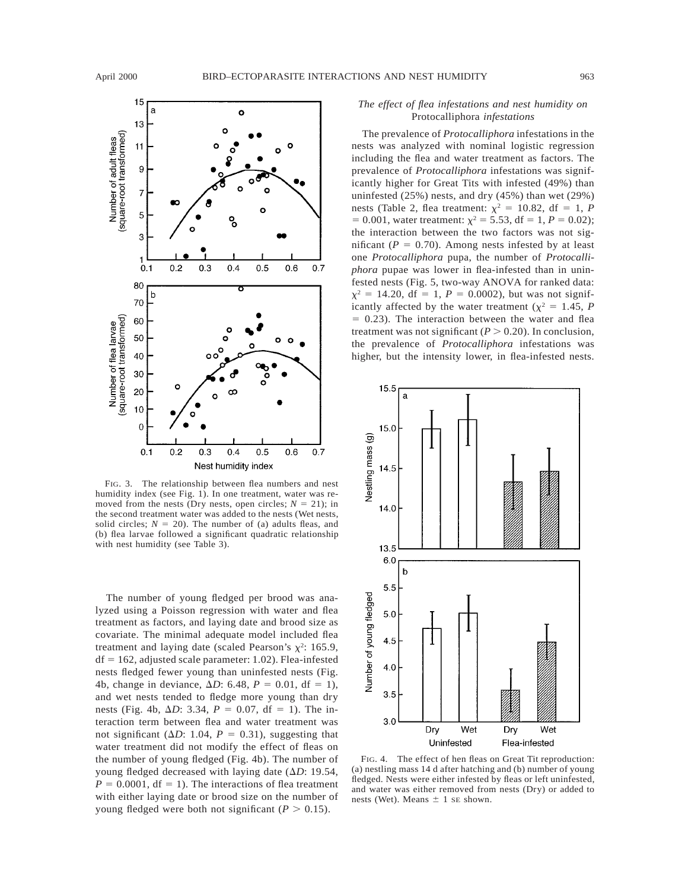FIG. 3. The relationship between flea numbers and nest humidity index (see Fig. 1). In one treatment, water was removed from the nests (Dry nests, open circles; $N = 21$); in the second treatment water was added to the nests (Wet nests, solid circles; $N = 20$). The number of (a) adults fleas, and (b) flea larvae followed a significant quadratic relationship with nest humidity (see Table 3).

The number of young fledged per brood was analyzed using a Poisson regression with water and flea treatment as factors, and laying date and brood size as covariate. The minimal adequate model included flea treatment and laying date (scaled Pearson's $\chi^2$: 165.9, df = 162, adjusted scale parameter: 1.02). Flea-infested nests fledged fewer young than uninfested nests (Fig. 4b, change in deviance, $\Delta D$: 6.48, $P = 0.01$, df = 1), and wet nests tended to fledge more young than dry nests (Fig. 4b, $\Delta D$: 3.34, $P = 0.07$, df = 1). The interaction term between flea and water treatment was not significant ($\Delta D$: 1.04, $P = 0.31$), suggesting that water treatment did not modify the effect of fleas on the number of young fledged (Fig. 4b). The number of young fledged decreased with laying date ($\Delta D$: 19.54, $P = 0.0001$, df = 1). The interactions of flea treatment with either laying date or brood size on the number of young fledged were both not significant ($P > 0.15$).

### *The effect of flea infestations and nest humidity on* Protocalliphora *infestations*

The prevalence of *Protocalliphora* infestations in the nests was analyzed with nominal logistic regression including the flea and water treatment as factors. The prevalence of *Protocalliphora* infestations was significantly higher for Great Tits with infested (49%) than uninfested (25%) nests, and dry (45%) than wet (29%) nests (Table 2, flea treatment: $\chi^2 = 10.82$, df = 1, $P = 0.001$, water treatment: $\chi^2 = 5.53$, df = 1, $P = 0.02$); the interaction between the two factors was not significant ($P = 0.70$). Among nests infested by at least one *Protocalliphora* pupa, the number of *Protocalliphora* pupae was lower in flea-infested than in uninfested nests (Fig. 5, two-way ANOVA for ranked data: $\chi^2 = 14.20$, df = 1, $P = 0.0002$), but was not significantly affected by the water treatment ($\chi^2 = 1.45$, $P = 0.23$). The interaction between the water and flea treatment was not significant ($P > 0.20$). In conclusion, the prevalence of *Protocalliphora* infestations was higher, but the intensity lower, in flea-infested nests.

FIG. 4. The effect of hen fleas on Great Tit reproduction: (a) nestling mass 14 d after hatching and (b) number of young fledged. Nests were either infested by fleas or left uninfested, and water was either removed from nests (Dry) or added to nests (Wet). Means ± 1 SE shown.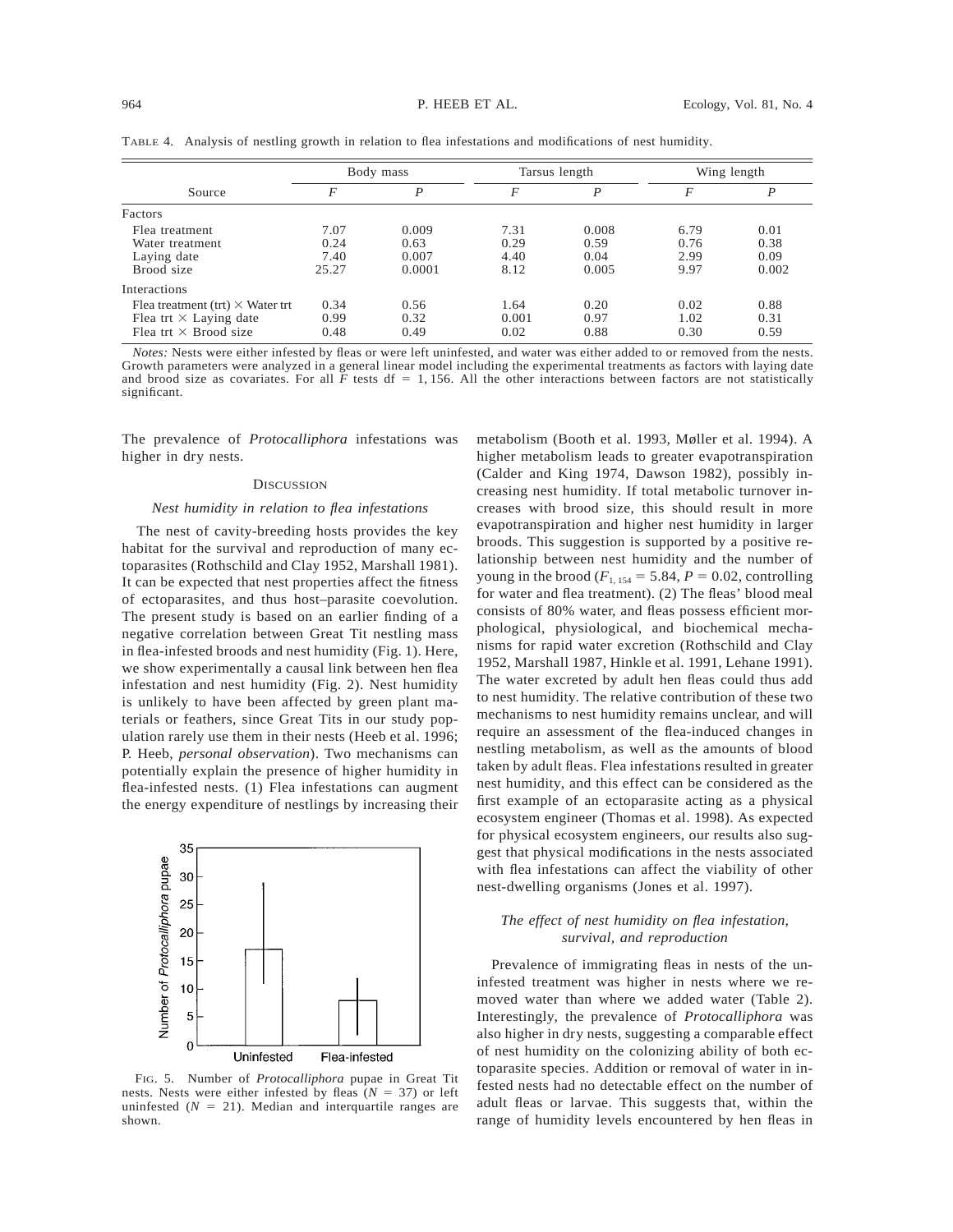TABLE 4. Analysis of nestling growth in relation to flea infestations and modifications of nest humidity.

| Source | Body mass | | Tarsus length | | Wing length | |
|---|---|---|---|---|---|---|
| | *F* | *P* | *F* | *P* | *F* | *P* |
| Factors | | | | | | |
| Flea treatment | 7.07 | 0.009 | 7.31 | 0.008 | 6.79 | 0.01 |
| Water treatment | 0.24 | 0.63 | 0.29 | 0.59 | 0.76 | 0.38 |
| Laying date | 7.40 | 0.007 | 4.40 | 0.04 | 2.99 | 0.09 |
| Brood size | 25.27 | 0.0001 | 8.12 | 0.005 | 9.97 | 0.002 |
| Interactions | | | | | | |
| Flea treatment (trt) × Water trt | 0.34 | 0.56 | 1.64 | 0.20 | 0.02 | 0.88 |
| Flea trt × Laying date | 0.99 | 0.32 | 0.001 | 0.97 | 1.02 | 0.31 |
| Flea trt × Brood size | 0.48 | 0.49 | 0.02 | 0.88 | 0.30 | 0.59 |

*Notes:* Nests were either infested by fleas or were left uninfested, and water was either added to or removed from the nests. Growth parameters were analyzed in a general linear model including the experimental treatments as factors with laying date and brood size as covariates. For all $F$ tests df = 1, 156. All the other interactions between factors are not statistically significant.

The prevalence of *Protocalliphora* infestations was higher in dry nests.

## DISCUSSION

### *Nest humidity in relation to flea infestations*

The nest of cavity-breeding hosts provides the key habitat for the survival and reproduction of many ectoparasites (Rothschild and Clay 1952, Marshall 1981). It can be expected that nest properties affect the fitness of ectoparasites, and thus host–parasite coevolution. The present study is based on an earlier finding of a negative correlation between Great Tit nestling mass in flea-infested broods and nest humidity (Fig. 1). Here, we show experimentally a causal link between hen flea infestation and nest humidity (Fig. 2). Nest humidity is unlikely to have been affected by green plant materials or feathers, since Great Tits in our study population rarely use them in their nests (Heeb et al. 1996; P. Heeb, *personal observation*). Two mechanisms can potentially explain the presence of higher humidity in flea-infested nests. (1) Flea infestations can augment the energy expenditure of nestlings by increasing their metabolism (Booth et al. 1993, Møller et al. 1994). A higher metabolism leads to greater evapotranspiration (Calder and King 1974, Dawson 1982), possibly increasing nest humidity. If total metabolic turnover increases with brood size, this should result in more evapotranspiration and higher nest humidity in larger broods. This suggestion is supported by a positive relationship between nest humidity and the number of young in the brood ($F_{1, 154} = 5.84$, $P = 0.02$, controlling for water and flea treatment). (2) The fleas' blood meal consists of 80% water, and fleas possess efficient morphological, physiological, and biochemical mechanisms for rapid water excretion (Rothschild and Clay 1952, Marshall 1987, Hinkle et al. 1991, Lehane 1991). The water excreted by adult hen fleas could thus add to nest humidity. The relative contribution of these two mechanisms to nest humidity remains unclear, and will require an assessment of the flea-induced changes in nestling metabolism, as well as the amounts of blood taken by adult fleas. Flea infestations resulted in greater nest humidity, and this effect can be considered as the first example of an ectoparasite acting as a physical ecosystem engineer (Thomas et al. 1998). As expected for physical ecosystem engineers, our results also suggest that physical modifications in the nests associated with flea infestations can affect the viability of other nest-dwelling organisms (Jones et al. 1997).

FIG. 5. Number of *Protocalliphora* pupae in Great Tit nests. Nests were either infested by fleas ($N = 37$) or left uninfested ($N = 21$). Median and interquartile ranges are shown.

### *The effect of nest humidity on flea infestation, survival, and reproduction*

Prevalence of immigrating fleas in nests of the uninfested treatment was higher in nests where we removed water than where we added water (Table 2). Interestingly, the prevalence of *Protocalliphora* was also higher in dry nests, suggesting a comparable effect of nest humidity on the colonizing ability of both ectoparasite species. Addition or removal of water in infested nests had no detectable effect on the number of adult fleas or larvae. This suggests that, within the range of humidity levels encountered by hen fleas in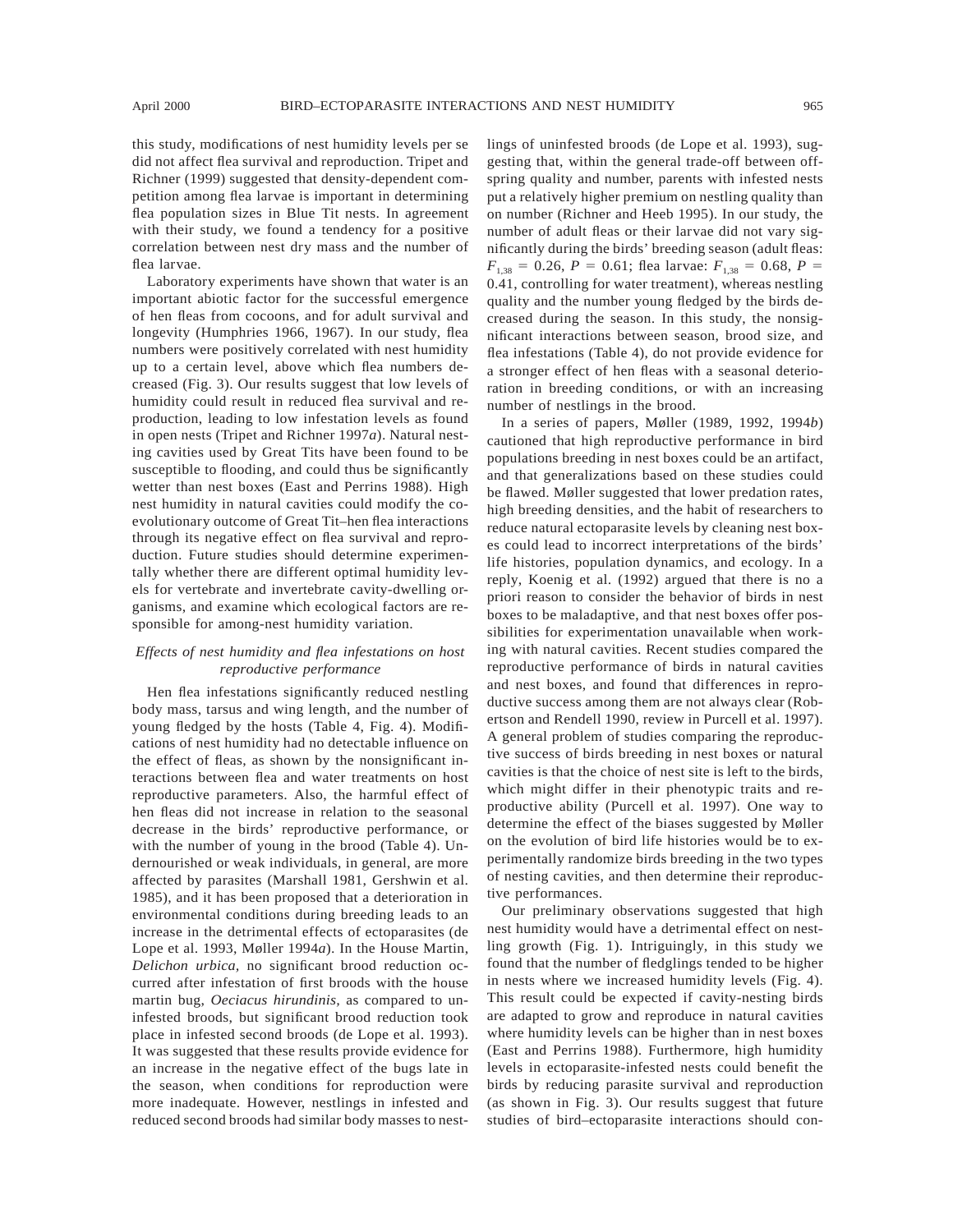this study, modifications of nest humidity levels per se did not affect flea survival and reproduction. Tripet and Richner (1999) suggested that density-dependent competition among flea larvae is important in determining flea population sizes in Blue Tit nests. In agreement with their study, we found a tendency for a positive correlation between nest dry mass and the number of flea larvae.

Laboratory experiments have shown that water is an important abiotic factor for the successful emergence of hen fleas from cocoons, and for adult survival and longevity (Humphries 1966, 1967). In our study, flea numbers were positively correlated with nest humidity up to a certain level, above which flea numbers decreased (Fig. 3). Our results suggest that low levels of humidity could result in reduced flea survival and reproduction, leading to low infestation levels as found in open nests (Tripet and Richner 1997*a*). Natural nesting cavities used by Great Tits have been found to be susceptible to flooding, and could thus be significantly wetter than nest boxes (East and Perrins 1988). High nest humidity in natural cavities could modify the coevolutionary outcome of Great Tit–hen flea interactions through its negative effect on flea survival and reproduction. Future studies should determine experimentally whether there are different optimal humidity levels for vertebrate and invertebrate cavity-dwelling organisms, and examine which ecological factors are responsible for among-nest humidity variation.

### *Effects of nest humidity and flea infestations on host reproductive performance*

Hen flea infestations significantly reduced nestling body mass, tarsus and wing length, and the number of young fledged by the hosts (Table 4, Fig. 4). Modifications of nest humidity had no detectable influence on the effect of fleas, as shown by the nonsignificant interactions between flea and water treatments on host reproductive parameters. Also, the harmful effect of hen fleas did not increase in relation to the seasonal decrease in the birds' reproductive performance, or with the number of young in the brood (Table 4). Undernourished or weak individuals, in general, are more affected by parasites (Marshall 1981, Gershwin et al. 1985), and it has been proposed that a deterioration in environmental conditions during breeding leads to an increase in the detrimental effects of ectoparasites (de Lope et al. 1993, Møller 1994*a*). In the House Martin, *Delichon urbica,* no significant brood reduction occurred after infestation of first broods with the house martin bug, *Oeciacus hirundinis,* as compared to uninfested broods, but significant brood reduction took place in infested second broods (de Lope et al. 1993). It was suggested that these results provide evidence for an increase in the negative effect of the bugs late in the season, when conditions for reproduction were more inadequate. However, nestlings in infested and reduced second broods had similar body masses to nestlings of uninfested broods (de Lope et al. 1993), suggesting that, within the general trade-off between offspring quality and number, parents with infested nests put a relatively higher premium on nestling quality than on number (Richner and Heeb 1995). In our study, the number of adult fleas or their larvae did not vary significantly during the birds' breeding season (adult fleas: $F_{1,38} = 0.26$, $P = 0.61$; flea larvae: $F_{1,38} = 0.68$, $P = 0.41$, controlling for water treatment), whereas nestling quality and the number young fledged by the birds decreased during the season. In this study, the nonsignificant interactions between season, brood size, and flea infestations (Table 4), do not provide evidence for a stronger effect of hen fleas with a seasonal deterioration in breeding conditions, or with an increasing number of nestlings in the brood.

In a series of papers, Møller (1989, 1992, 1994*b*) cautioned that high reproductive performance in bird populations breeding in nest boxes could be an artifact, and that generalizations based on these studies could be flawed. Møller suggested that lower predation rates, high breeding densities, and the habit of researchers to reduce natural ectoparasite levels by cleaning nest boxes could lead to incorrect interpretations of the birds' life histories, population dynamics, and ecology. In a reply, Koenig et al. (1992) argued that there is no a priori reason to consider the behavior of birds in nest boxes to be maladaptive, and that nest boxes offer possibilities for experimentation unavailable when working with natural cavities. Recent studies compared the reproductive performance of birds in natural cavities and nest boxes, and found that differences in reproductive success among them are not always clear (Robertson and Rendell 1990, review in Purcell et al. 1997). A general problem of studies comparing the reproductive success of birds breeding in nest boxes or natural cavities is that the choice of nest site is left to the birds, which might differ in their phenotypic traits and reproductive ability (Purcell et al. 1997). One way to determine the effect of the biases suggested by Møller on the evolution of bird life histories would be to experimentally randomize birds breeding in the two types of nesting cavities, and then determine their reproductive performances.

Our preliminary observations suggested that high nest humidity would have a detrimental effect on nestling growth (Fig. 1). Intriguingly, in this study we found that the number of fledglings tended to be higher in nests where we increased humidity levels (Fig. 4). This result could be expected if cavity-nesting birds are adapted to grow and reproduce in natural cavities where humidity levels can be higher than in nest boxes (East and Perrins 1988). Furthermore, high humidity levels in ectoparasite-infested nests could benefit the birds by reducing parasite survival and reproduction (as shown in Fig. 3). Our results suggest that future studies of bird–ectoparasite interactions should con-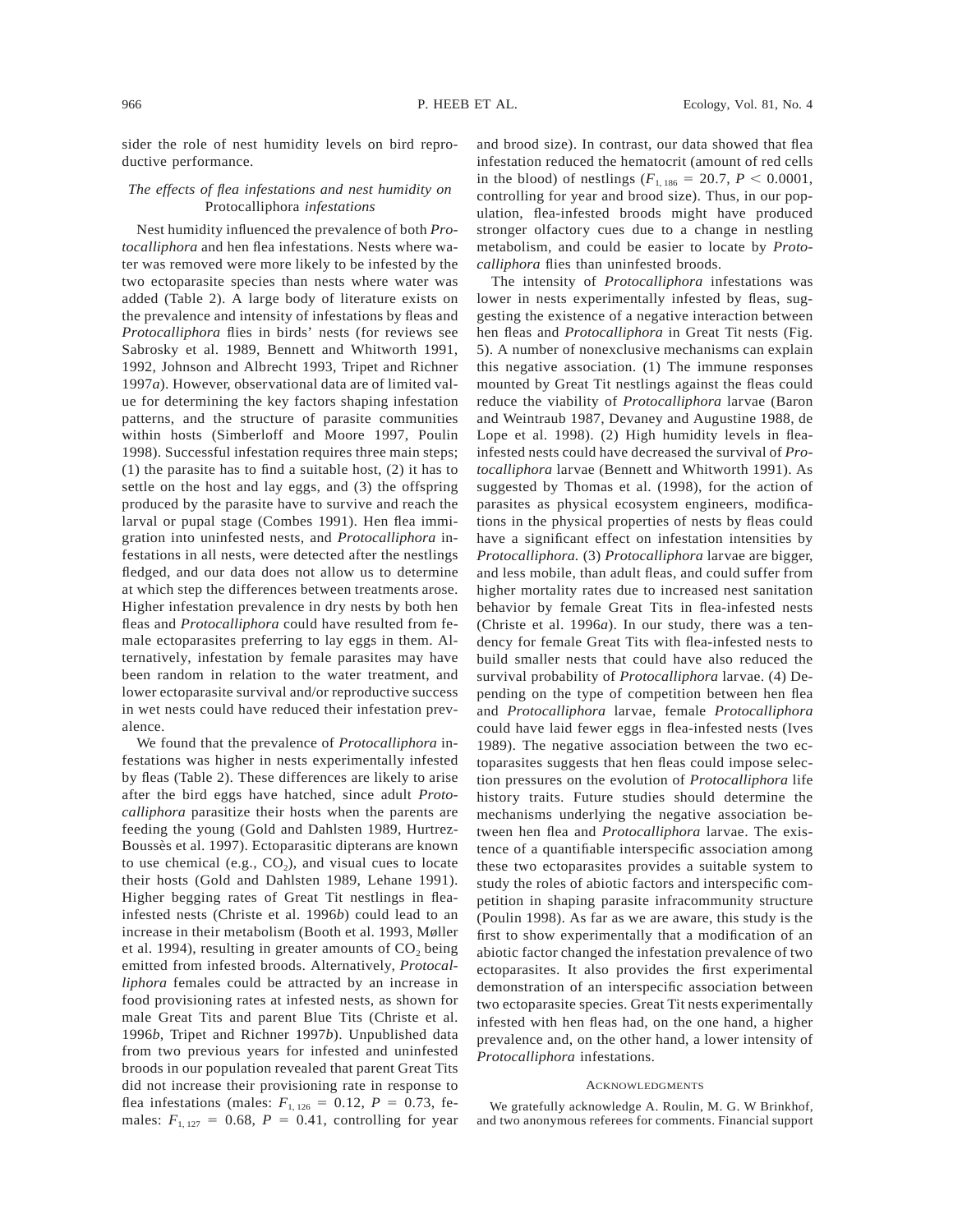sider the role of nest humidity levels on bird reproductive performance.

### *The effects of flea infestations and nest humidity on* Protocalliphora *infestations*

Nest humidity influenced the prevalence of both *Protocalliphora* and hen flea infestations. Nests where water was removed were more likely to be infested by the two ectoparasite species than nests where water was added (Table 2). A large body of literature exists on the prevalence and intensity of infestations by fleas and *Protocalliphora* flies in birds' nests (for reviews see Sabrosky et al. 1989, Bennett and Whitworth 1991, 1992, Johnson and Albrecht 1993, Tripet and Richner 1997*a*). However, observational data are of limited value for determining the key factors shaping infestation patterns, and the structure of parasite communities within hosts (Simberloff and Moore 1997, Poulin 1998). Successful infestation requires three main steps; (1) the parasite has to find a suitable host, (2) it has to settle on the host and lay eggs, and (3) the offspring produced by the parasite have to survive and reach the larval or pupal stage (Combes 1991). Hen flea immigration into uninfested nests, and *Protocalliphora* infestations in all nests, were detected after the nestlings fledged, and our data does not allow us to determine at which step the differences between treatments arose. Higher infestation prevalence in dry nests by both hen fleas and *Protocalliphora* could have resulted from female ectoparasites preferring to lay eggs in them. Alternatively, infestation by female parasites may have been random in relation to the water treatment, and lower ectoparasite survival and/or reproductive success in wet nests could have reduced their infestation prevalence.

We found that the prevalence of *Protocalliphora* infestations was higher in nests experimentally infested by fleas (Table 2). These differences are likely to arise after the bird eggs have hatched, since adult *Protocalliphora* parasitize their hosts when the parents are feeding the young (Gold and Dahlsten 1989, Hurtrez-Boussès et al. 1997). Ectoparasitic dipterans are known to use chemical (e.g., $CO_2$), and visual cues to locate their hosts (Gold and Dahlsten 1989, Lehane 1991). Higher begging rates of Great Tit nestlings in flea-infested nests (Christe et al. 1996*b*) could lead to an increase in their metabolism (Booth et al. 1993, Møller et al. 1994), resulting in greater amounts of $CO_2$ being emitted from infested broods. Alternatively, *Protocalliphora* females could be attracted by an increase in food provisioning rates at infested nests, as shown for male Great Tits and parent Blue Tits (Christe et al. 1996*b*, Tripet and Richner 1997*b*). Unpublished data from two previous years for infested and uninfested broods in our population revealed that parent Great Tits did not increase their provisioning rate in response to flea infestations (males: $F_{1,126} = 0.12$, $P = 0.73$, females: $F_{1,127} = 0.68$, $P = 0.41$, controlling for year and brood size). In contrast, our data showed that flea infestation reduced the hematocrit (amount of red cells in the blood) of nestlings ($F_{1,186} = 20.7$, $P < 0.0001$, controlling for year and brood size). Thus, in our population, flea-infested broods might have produced stronger olfactory cues due to a change in nestling metabolism, and could be easier to locate by *Protocalliphora* flies than uninfested broods.

The intensity of *Protocalliphora* infestations was lower in nests experimentally infested by fleas, suggesting the existence of a negative interaction between hen fleas and *Protocalliphora* in Great Tit nests (Fig. 5). A number of nonexclusive mechanisms can explain this negative association. (1) The immune responses mounted by Great Tit nestlings against the fleas could reduce the viability of *Protocalliphora* larvae (Baron and Weintraub 1987, Devaney and Augustine 1988, de Lope et al. 1998). (2) High humidity levels in flea-infested nests could have decreased the survival of *Protocalliphora* larvae (Bennett and Whitworth 1991). As suggested by Thomas et al. (1998), for the action of parasites as physical ecosystem engineers, modifications in the physical properties of nests by fleas could have a significant effect on infestation intensities by *Protocalliphora.* (3) *Protocalliphora* larvae are bigger, and less mobile, than adult fleas, and could suffer from higher mortality rates due to increased nest sanitation behavior by female Great Tits in flea-infested nests (Christe et al. 1996*a*). In our study, there was a tendency for female Great Tits with flea-infested nests to build smaller nests that could have also reduced the survival probability of *Protocalliphora* larvae. (4) Depending on the type of competition between hen flea and *Protocalliphora* larvae, female *Protocalliphora* could have laid fewer eggs in flea-infested nests (Ives 1989). The negative association between the two ectoparasites suggests that hen fleas could impose selection pressures on the evolution of *Protocalliphora* life history traits. Future studies should determine the mechanisms underlying the negative association between hen flea and *Protocalliphora* larvae. The existence of a quantifiable interspecific association among these two ectoparasites provides a suitable system to study the roles of abiotic factors and interspecific competition in shaping parasite infracommunity structure (Poulin 1998). As far as we are aware, this study is the first to show experimentally that a modification of an abiotic factor changed the infestation prevalence of two ectoparasites. It also provides the first experimental demonstration of an interspecific association between two ectoparasite species. Great Tit nests experimentally infested with hen fleas had, on the one hand, a higher prevalence and, on the other hand, a lower intensity of *Protocalliphora* infestations.

## Acknowledgments

We gratefully acknowledge A. Roulin, M. G. W Brinkhof, and two anonymous referees for comments. Financial support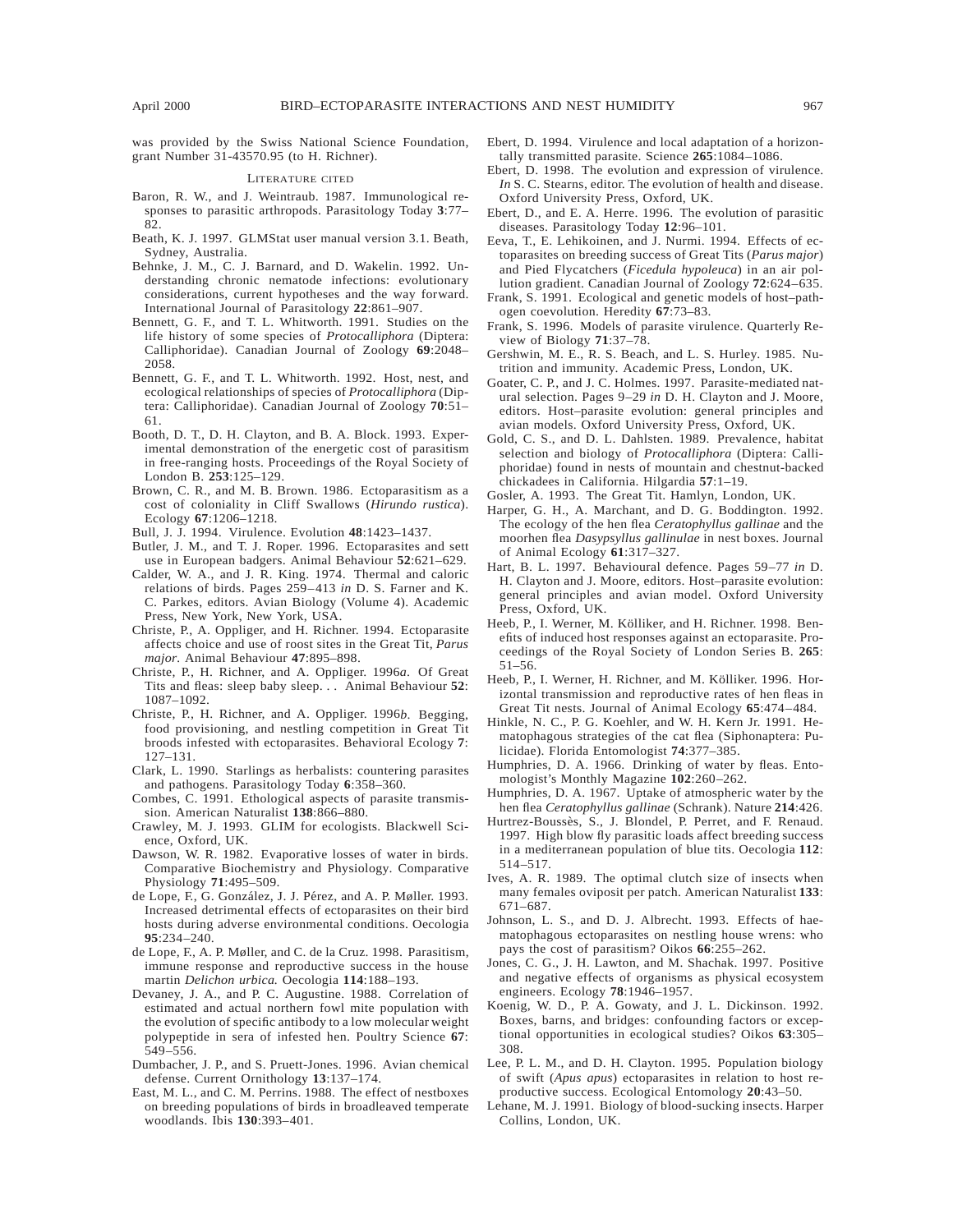was provided by the Swiss National Science Foundation, grant Number 31-43570.95 (to H. Richner).

## Literature Cited

Baron, R. W., and J. Weintraub. 1987. Immunological responses to parasitic arthropods. Parasitology Today **3**:77–82.

Beath, K. J. 1997. GLMStat user manual version 3.1. Beath, Sydney, Australia.

Behnke, J. M., C. J. Barnard, and D. Wakelin. 1992. Understanding chronic nematode infections: evolutionary considerations, current hypotheses and the way forward. International Journal of Parasitology **22**:861–907.

Bennett, G. F., and T. L. Whitworth. 1991. Studies on the life history of some species of *Protocalliphora* (Diptera: Calliphoridae). Canadian Journal of Zoology **69**:2048–2058.

Bennett, G. F., and T. L. Whitworth. 1992. Host, nest, and ecological relationships of species of *Protocalliphora* (Diptera: Calliphoridae). Canadian Journal of Zoology **70**:51–61.

Booth, D. T., D. H. Clayton, and B. A. Block. 1993. Experimental demonstration of the energetic cost of parasitism in free-ranging hosts. Proceedings of the Royal Society of London B. **253**:125–129.

Brown, C. R., and M. B. Brown. 1986. Ectoparasitism as a cost of coloniality in Cliff Swallows (*Hirundo rustica*). Ecology **67**:1206–1218.

Bull, J. J. 1994. Virulence. Evolution **48**:1423–1437.

Butler, J. M., and T. J. Roper. 1996. Ectoparasites and sett use in European badgers. Animal Behaviour **52**:621–629.

Calder, W. A., and J. R. King. 1974. Thermal and caloric relations of birds. Pages 259–413 *in* D. S. Farner and K. C. Parkes, editors. Avian Biology (Volume 4). Academic Press, New York, New York, USA.

Christe, P., A. Oppliger, and H. Richner. 1994. Ectoparasite affects choice and use of roost sites in the Great Tit, *Parus major*. Animal Behaviour **47**:895–898.

Christe, P., H. Richner, and A. Oppliger. 1996*a*. Of Great Tits and fleas: sleep baby sleep. . . Animal Behaviour **52**: 1087–1092.

Christe, P., H. Richner, and A. Oppliger. 1996*b*. Begging, food provisioning, and nestling competition in Great Tit broods infested with ectoparasites. Behavioral Ecology **7**: 127–131.

Clark, L. 1990. Starlings as herbalists: countering parasites and pathogens. Parasitology Today **6**:358–360.

Combes, C. 1991. Ethological aspects of parasite transmission. American Naturalist **138**:866–880.

Crawley, M. J. 1993. GLIM for ecologists. Blackwell Science, Oxford, UK.

Dawson, W. R. 1982. Evaporative losses of water in birds. Comparative Biochemistry and Physiology. Comparative Physiology **71**:495–509.

de Lope, F., G. González, J. J. Pérez, and A. P. Møller. 1993. Increased detrimental effects of ectoparasites on their bird hosts during adverse environmental conditions. Oecologia **95**:234–240.

de Lope, F., A. P. Møller, and C. de la Cruz. 1998. Parasitism, immune response and reproductive success in the house martin *Delichon urbica.* Oecologia **114**:188–193.

Devaney, J. A., and P. C. Augustine. 1988. Correlation of estimated and actual northern fowl mite population with the evolution of specific antibody to a low molecular weight polypeptide in sera of infested hen. Poultry Science **67**: 549–556.

Dumbacher, J. P., and S. Pruett-Jones. 1996. Avian chemical defense. Current Ornithology **13**:137–174.

East, M. L., and C. M. Perrins. 1988. The effect of nestboxes on breeding populations of birds in broadleaved temperate woodlands. Ibis **130**:393–401.

Ebert, D. 1994. Virulence and local adaptation of a horizontally transmitted parasite. Science **265**:1084–1086.

Ebert, D. 1998. The evolution and expression of virulence. *In* S. C. Stearns, editor. The evolution of health and disease. Oxford University Press, Oxford, UK.

Ebert, D., and E. A. Herre. 1996. The evolution of parasitic diseases. Parasitology Today **12**:96–101.

Eeva, T., E. Lehikoinen, and J. Nurmi. 1994. Effects of ectoparasites on breeding success of Great Tits (*Parus major*) and Pied Flycatchers (*Ficedula hypoleuca*) in an air pollution gradient. Canadian Journal of Zoology **72**:624–635.

Frank, S. 1991. Ecological and genetic models of host–pathogen coevolution. Heredity **67**:73–83.

Frank, S. 1996. Models of parasite virulence. Quarterly Review of Biology **71**:37–78.

Gershwin, M. E., R. S. Beach, and L. S. Hurley. 1985. Nutrition and immunity. Academic Press, London, UK.

Goater, C. P., and J. C. Holmes. 1997. Parasite-mediated natural selection. Pages 9–29 *in* D. H. Clayton and J. Moore, editors. Host–parasite evolution: general principles and avian models. Oxford University Press, Oxford, UK.

Gold, C. S., and D. L. Dahlsten. 1989. Prevalence, habitat selection and biology of *Protocalliphora* (Diptera: Calliphoridae) found in nests of mountain and chestnut-backed chickadees in California. Hilgardia **57**:1–19.

Gosler, A. 1993. The Great Tit. Hamlyn, London, UK.

Harper, G. H., A. Marchant, and D. G. Boddington. 1992. The ecology of the hen flea *Ceratophyllus gallinae* and the moorhen flea *Dasypsyllus gallinulae* in nest boxes. Journal of Animal Ecology **61**:317–327.

Hart, B. L. 1997. Behavioural defence. Pages 59–77 *in* D. H. Clayton and J. Moore, editors. Host–parasite evolution: general principles and avian model. Oxford University Press, Oxford, UK.

Heeb, P., I. Werner, M. Kölliker, and H. Richner. 1998. Benefits of induced host responses against an ectoparasite. Proceedings of the Royal Society of London Series B. **265**: 51–56.

Heeb, P., I. Werner, H. Richner, and M. Kölliker. 1996. Horizontal transmission and reproductive rates of hen fleas in Great Tit nests. Journal of Animal Ecology **65**:474–484.

Hinkle, N. C., P. G. Koehler, and W. H. Kern Jr. 1991. Hematophagous strategies of the cat flea (Siphonaptera: Pulicidae). Florida Entomologist **74**:377–385.

Humphries, D. A. 1966. Drinking of water by fleas. Entomologist's Monthly Magazine **102**:260–262.

Humphries, D. A. 1967. Uptake of atmospheric water by the hen flea *Ceratophyllus gallinae* (Schrank). Nature **214**:426.

Hurtrez-Boussès, S., J. Blondel, P. Perret, and F. Renaud. 1997. High blow fly parasitic loads affect breeding success in a mediterranean population of blue tits. Oecologia **112**: 514–517.

Ives, A. R. 1989. The optimal clutch size of insects when many females oviposit per patch. American Naturalist **133**: 671–687.

Johnson, L. S., and D. J. Albrecht. 1993. Effects of haematophagous ectoparasites on nestling house wrens: who pays the cost of parasitism? Oikos **66**:255–262.

Jones, C. G., J. H. Lawton, and M. Shachak. 1997. Positive and negative effects of organisms as physical ecosystem engineers. Ecology **78**:1946–1957.

Koenig, W. D., P. A. Gowaty, and J. L. Dickinson. 1992. Boxes, barns, and bridges: confounding factors or exceptional opportunities in ecological studies? Oikos **63**:305–308.

Lee, P. L. M., and D. H. Clayton. 1995. Population biology of swift (*Apus apus*) ectoparasites in relation to host reproductive success. Ecological Entomology **20**:43–50.

Lehane, M. J. 1991. Biology of blood-sucking insects. Harper Collins, London, UK.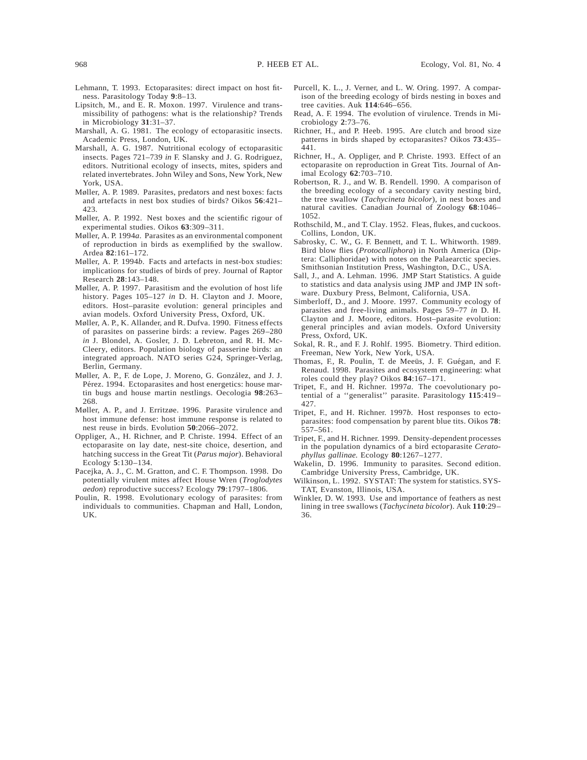Lehmann, T. 1993. Ectoparasites: direct impact on host fitness. Parasitology Today **9**:8–13.

Lipsitch, M., and E. R. Moxon. 1997. Virulence and transmissibility of pathogens: what is the relationship? Trends in Microbiology **31**:31–37.

Marshall, A. G. 1981. The ecology of ectoparasitic insects. Academic Press, London, UK.

Marshall, A. G. 1987. Nutritional ecology of ectoparasitic insects. Pages 721–739 *in* F. Slansky and J. G. Rodriguez, editors. Nutritional ecology of insects, mites, spiders and related invertebrates. John Wiley and Sons, New York, New York, USA.

Møller, A. P. 1989. Parasites, predators and nest boxes: facts and artefacts in nest box studies of birds? Oikos **56**:421–423.

Møller, A. P. 1992. Nest boxes and the scientific rigour of experimental studies. Oikos **63**:309–311.

Møller, A. P. 1994*a*. Parasites as an environmental component of reproduction in birds as exemplified by the swallow. Ardea **82**:161–172.

Møller, A. P. 1994*b*. Facts and artefacts in nest-box studies: implications for studies of birds of prey. Journal of Raptor Research **28**:143–148.

Møller, A. P. 1997. Parasitism and the evolution of host life history. Pages 105–127 *in* D. H. Clayton and J. Moore, editors. Host–parasite evolution: general principles and avian models. Oxford University Press, Oxford, UK.

Møller, A. P., K. Allander, and R. Dufva. 1990. Fitness effects of parasites on passerine birds: a review. Pages 269–280 *in* J. Blondel, A. Gosler, J. D. Lebreton, and R. H. McCleery, editors. Population biology of passerine birds: an integrated approach. NATO series G24, Springer-Verlag, Berlin, Germany.

Møller, A. P., F. de Lope, J. Moreno, G. González, and J. J. Pérez. 1994. Ectoparasites and host energetics: house martin bugs and house martin nestlings. Oecologia **98**:263–268.

Møller, A. P., and J. Erritzøe. 1996. Parasite virulence and host immune defense: host immune response is related to nest reuse in birds. Evolution **50**:2066–2072.

Oppliger, A., H. Richner, and P. Christe. 1994. Effect of an ectoparasite on lay date, nest-site choice, desertion, and hatching success in the Great Tit (*Parus major*). Behavioral Ecology **5**:130–134.

Pacejka, A. J., C. M. Gratton, and C. F. Thompson. 1998. Do potentially virulent mites affect House Wren (*Troglodytes aedon*) reproductive success? Ecology **79**:1797–1806.

Poulin, R. 1998. Evolutionary ecology of parasites: from individuals to communities. Chapman and Hall, London, UK.

Purcell, K. L., J. Verner, and L. W. Oring. 1997. A comparison of the breeding ecology of birds nesting in boxes and tree cavities. Auk **114**:646–656.

Read, A. F. 1994. The evolution of virulence. Trends in Microbiology **2**:73–76.

Richner, H., and P. Heeb. 1995. Are clutch and brood size patterns in birds shaped by ectoparasites? Oikos **73**:435–441.

Richner, H., A. Oppliger, and P. Christe. 1993. Effect of an ectoparasite on reproduction in Great Tits. Journal of Animal Ecology **62**:703–710.

Robertson, R. J., and W. B. Rendell. 1990. A comparison of the breeding ecology of a secondary cavity nesting bird, the tree swallow (*Tachycineta bicolor*), in nest boxes and natural cavities. Canadian Journal of Zoology **68**:1046–1052.

Rothschild, M., and T. Clay. 1952. Fleas, flukes, and cuckoos. Collins, London, UK.

Sabrosky, C. W., G. F. Bennett, and T. L. Whitworth. 1989. Bird blow flies (*Protocalliphora*) in North America (Diptera: Calliphoridae) with notes on the Palaearctic species. Smithsonian Institution Press, Washington, D.C., USA.

Sall, J., and A. Lehman. 1996. JMP Start Statistics. A guide to statistics and data analysis using JMP and JMP IN software. Duxbury Press, Belmont, California, USA.

Simberloff, D., and J. Moore. 1997. Community ecology of parasites and free-living animals. Pages 59–77 *in* D. H. Clayton and J. Moore, editors. Host–parasite evolution: general principles and avian models. Oxford University Press, Oxford, UK.

Sokal, R. R., and F. J. Rohlf. 1995. Biometry. Third edition. Freeman, New York, New York, USA.

Thomas, F., R. Poulin, T. de Meeüs, J. F. Guégan, and F. Renaud. 1998. Parasites and ecosystem engineering: what roles could they play? Oikos **84**:167–171.

Tripet, F., and H. Richner. 1997*a*. The coevolutionary potential of a ''generalist'' parasite. Parasitology **115**:419–427.

Tripet, F., and H. Richner. 1997*b*. Host responses to ectoparasites: food compensation by parent blue tits. Oikos **78**:557–561.

Tripet, F., and H. Richner. 1999. Density-dependent processes in the population dynamics of a bird ectoparasite *Ceratophyllus gallinae.* Ecology **80**:1267–1277.

Wakelin, D. 1996. Immunity to parasites. Second edition. Cambridge University Press, Cambridge, UK.

Wilkinson, L. 1992. SYSTAT: The system for statistics. SYSTAT, Evanston, Illinois, USA.

Winkler, D. W. 1993. Use and importance of feathers as nest lining in tree swallows (*Tachycineta bicolor*). Auk **110**:29–36.